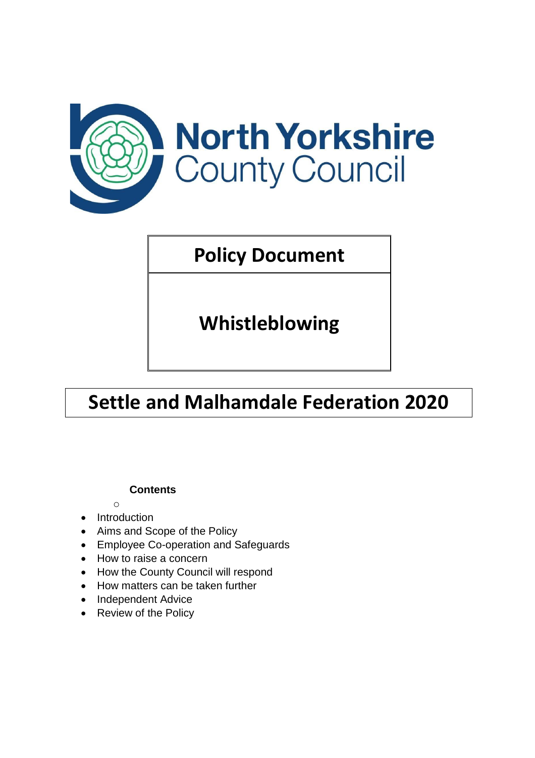North Yorkshire County Council

# Policy Document

# Whistleblowing

## Settle and Malhamdale Federation 2020

**Contents**

- Introduction
- Aims and Scope of the Policy
- Employee Co-operation and Safeguards
- How to raise a concern
- How the County Council will respond
- How matters can be taken further
- Independent Advice
- Review of the Policy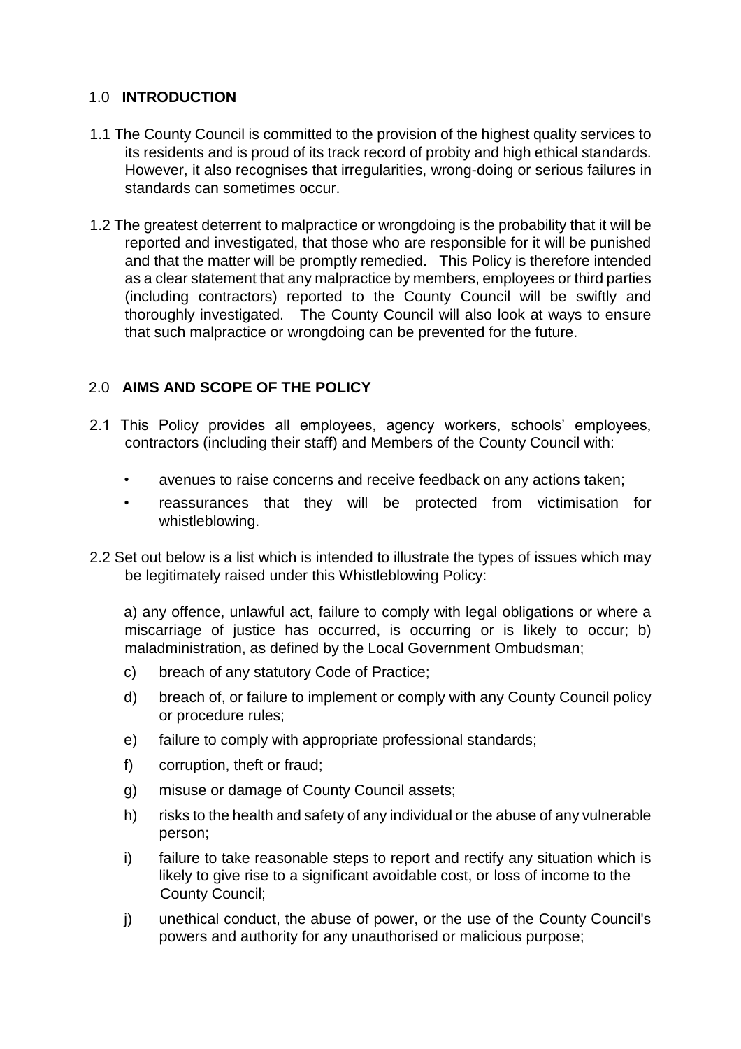## 1.0 INTRODUCTION

1.1 The County Council is committed to the provision of the highest quality services to its residents and is proud of its track record of probity and high ethical standards. However, it also recognises that irregularities, wrong-doing or serious failures in standards can sometimes occur.

1.2 The greatest deterrent to malpractice or wrongdoing is the probability that it will be reported and investigated, that those who are responsible for it will be punished and that the matter will be promptly remedied. This Policy is therefore intended as a clear statement that any malpractice by members, employees or third parties (including contractors) reported to the County Council will be swiftly and thoroughly investigated. The County Council will also look at ways to ensure that such malpractice or wrongdoing can be prevented for the future.

## 2.0 AIMS AND SCOPE OF THE POLICY

2.1 This Policy provides all employees, agency workers, schools' employees, contractors (including their staff) and Members of the County Council with:

- avenues to raise concerns and receive feedback on any actions taken;
- reassurances that they will be protected from victimisation for whistleblowing.

2.2 Set out below is a list which is intended to illustrate the types of issues which may be legitimately raised under this Whistleblowing Policy:

a) any offence, unlawful act, failure to comply with legal obligations or where a miscarriage of justice has occurred, is occurring or is likely to occur; b) maladministration, as defined by the Local Government Ombudsman;

c) breach of any statutory Code of Practice;

d) breach of, or failure to implement or comply with any County Council policy or procedure rules;

e) failure to comply with appropriate professional standards;

f) corruption, theft or fraud;

g) misuse or damage of County Council assets;

h) risks to the health and safety of any individual or the abuse of any vulnerable person;

i) failure to take reasonable steps to report and rectify any situation which is likely to give rise to a significant avoidable cost, or loss of income to the County Council;

j) unethical conduct, the abuse of power, or the use of the County Council's powers and authority for any unauthorised or malicious purpose;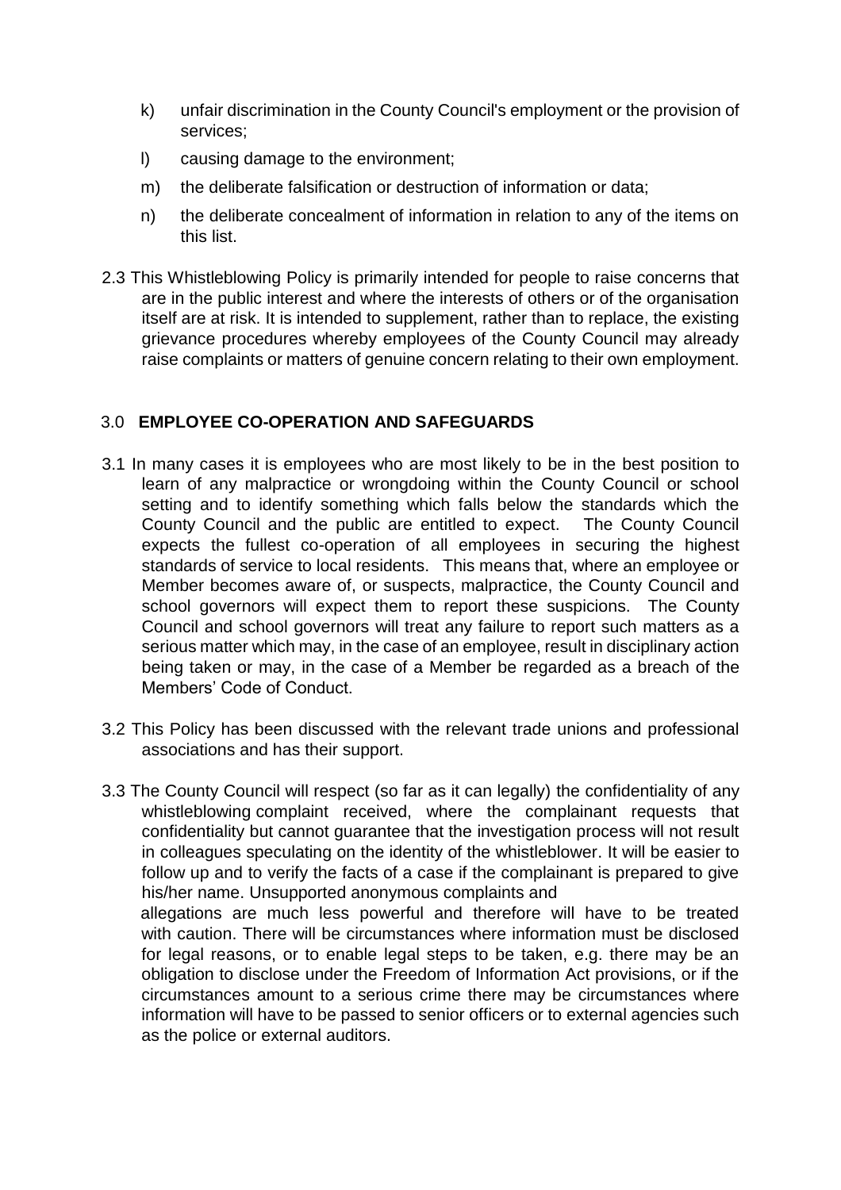k) unfair discrimination in the County Council's employment or the provision of services;

l) causing damage to the environment;

m) the deliberate falsification or destruction of information or data;

n) the deliberate concealment of information in relation to any of the items on this list.

2.3 This Whistleblowing Policy is primarily intended for people to raise concerns that are in the public interest and where the interests of others or of the organisation itself are at risk. It is intended to supplement, rather than to replace, the existing grievance procedures whereby employees of the County Council may already raise complaints or matters of genuine concern relating to their own employment.

## 3.0 EMPLOYEE CO-OPERATION AND SAFEGUARDS

3.1 In many cases it is employees who are most likely to be in the best position to learn of any malpractice or wrongdoing within the County Council or school setting and to identify something which falls below the standards which the County Council and the public are entitled to expect. The County Council expects the fullest co-operation of all employees in securing the highest standards of service to local residents. This means that, where an employee or Member becomes aware of, or suspects, malpractice, the County Council and school governors will expect them to report these suspicions. The County Council and school governors will treat any failure to report such matters as a serious matter which may, in the case of an employee, result in disciplinary action being taken or may, in the case of a Member be regarded as a breach of the Members' Code of Conduct.

3.2 This Policy has been discussed with the relevant trade unions and professional associations and has their support.

3.3 The County Council will respect (so far as it can legally) the confidentiality of any whistleblowing complaint received, where the complainant requests that confidentiality but cannot guarantee that the investigation process will not result in colleagues speculating on the identity of the whistleblower. It will be easier to follow up and to verify the facts of a case if the complainant is prepared to give his/her name. Unsupported anonymous complaints and allegations are much less powerful and therefore will have to be treated with caution. There will be circumstances where information must be disclosed for legal reasons, or to enable legal steps to be taken, e.g. there may be an obligation to disclose under the Freedom of Information Act provisions, or if the circumstances amount to a serious crime there may be circumstances where information will have to be passed to senior officers or to external agencies such as the police or external auditors.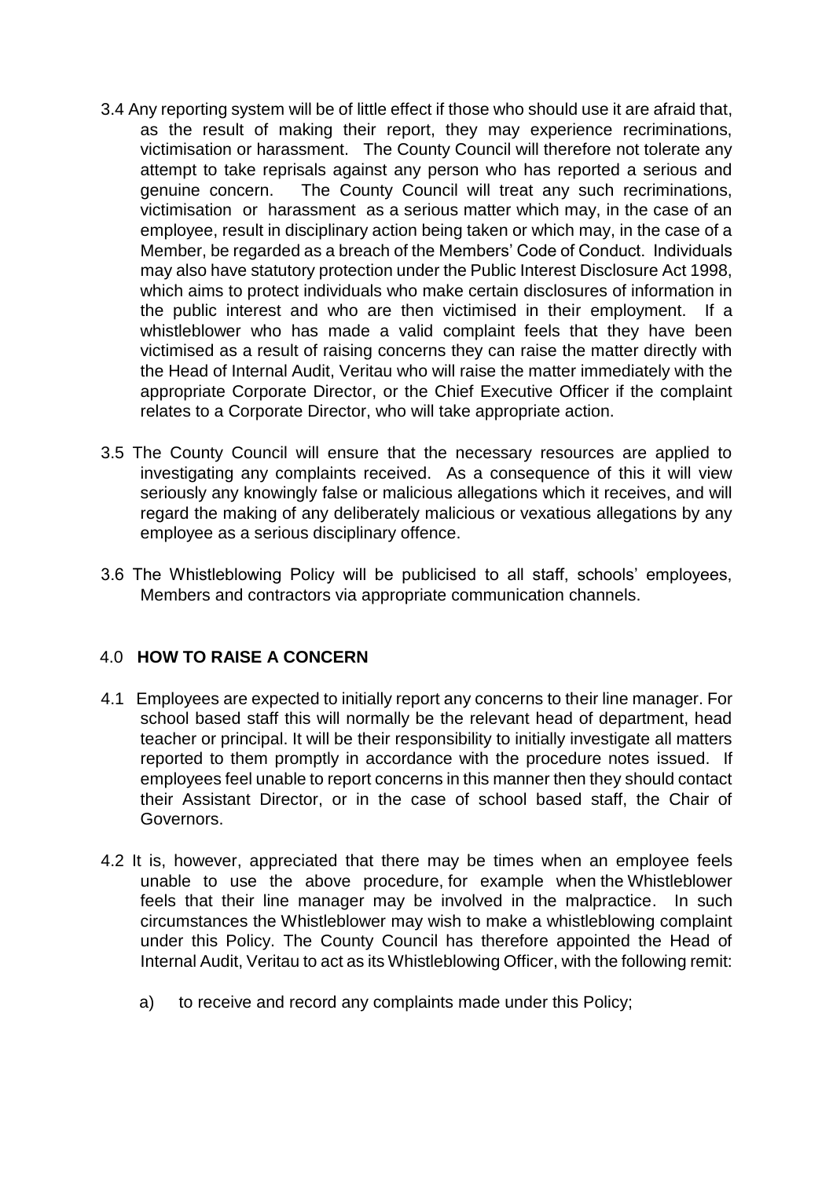3.4 Any reporting system will be of little effect if those who should use it are afraid that, as the result of making their report, they may experience recriminations, victimisation or harassment. The County Council will therefore not tolerate any attempt to take reprisals against any person who has reported a serious and genuine concern. The County Council will treat any such recriminations, victimisation or harassment as a serious matter which may, in the case of an employee, result in disciplinary action being taken or which may, in the case of a Member, be regarded as a breach of the Members' Code of Conduct. Individuals may also have statutory protection under the Public Interest Disclosure Act 1998, which aims to protect individuals who make certain disclosures of information in the public interest and who are then victimised in their employment. If a whistleblower who has made a valid complaint feels that they have been victimised as a result of raising concerns they can raise the matter directly with the Head of Internal Audit, Veritau who will raise the matter immediately with the appropriate Corporate Director, or the Chief Executive Officer if the complaint relates to a Corporate Director, who will take appropriate action.

3.5 The County Council will ensure that the necessary resources are applied to investigating any complaints received. As a consequence of this it will view seriously any knowingly false or malicious allegations which it receives, and will regard the making of any deliberately malicious or vexatious allegations by any employee as a serious disciplinary offence.

3.6 The Whistleblowing Policy will be publicised to all staff, schools' employees, Members and contractors via appropriate communication channels.

## 4.0 HOW TO RAISE A CONCERN

4.1 Employees are expected to initially report any concerns to their line manager. For school based staff this will normally be the relevant head of department, head teacher or principal. It will be their responsibility to initially investigate all matters reported to them promptly in accordance with the procedure notes issued. If employees feel unable to report concerns in this manner then they should contact their Assistant Director, or in the case of school based staff, the Chair of Governors.

4.2 It is, however, appreciated that there may be times when an employee feels unable to use the above procedure, for example when the Whistleblower feels that their line manager may be involved in the malpractice. In such circumstances the Whistleblower may wish to make a whistleblowing complaint under this Policy. The County Council has therefore appointed the Head of Internal Audit, Veritau to act as its Whistleblowing Officer, with the following remit:

a) to receive and record any complaints made under this Policy;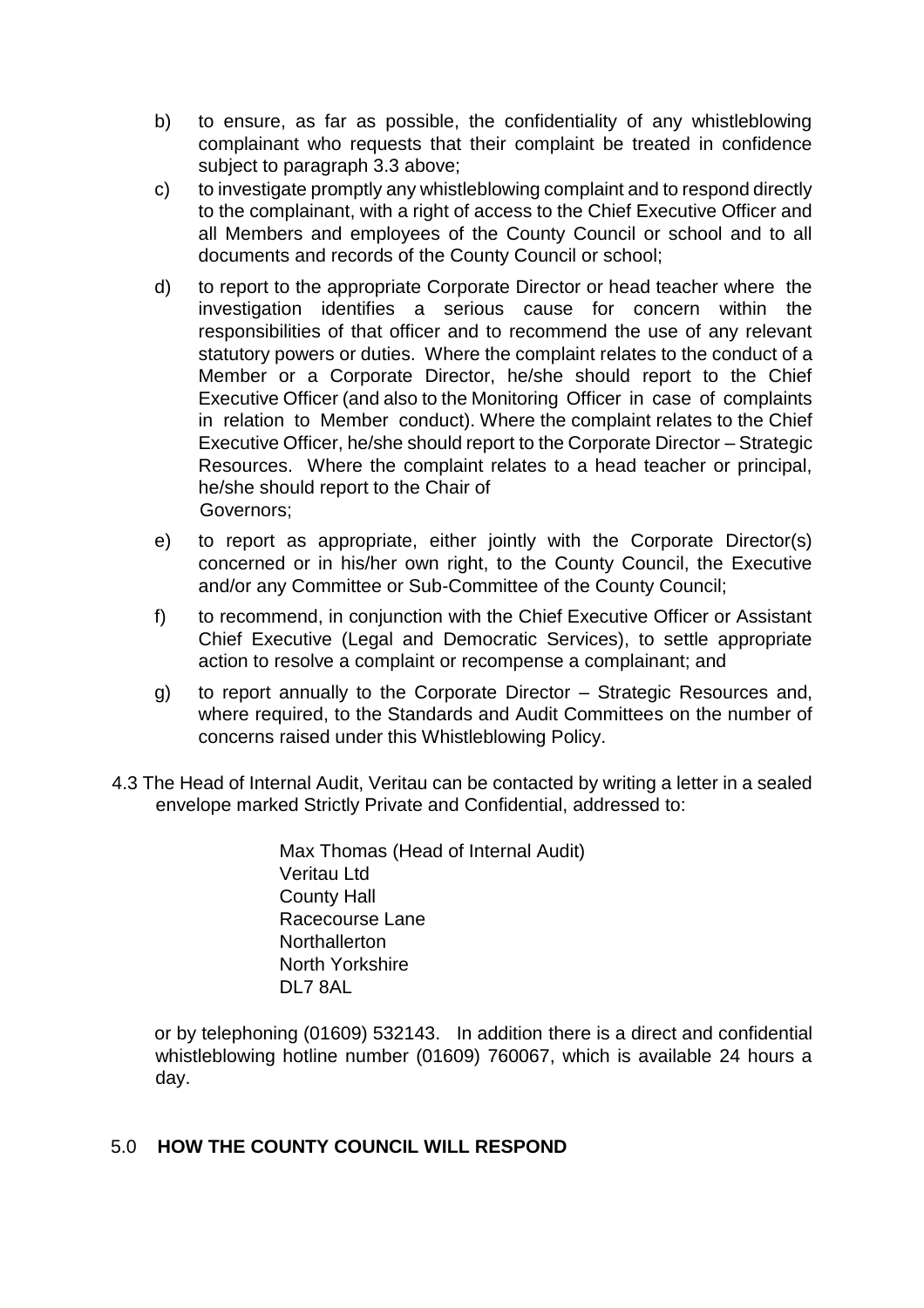b) to ensure, as far as possible, the confidentiality of any whistleblowing complainant who requests that their complaint be treated in confidence subject to paragraph 3.3 above;

c) to investigate promptly any whistleblowing complaint and to respond directly to the complainant, with a right of access to the Chief Executive Officer and all Members and employees of the County Council or school and to all documents and records of the County Council or school;

d) to report to the appropriate Corporate Director or head teacher where the investigation identifies a serious cause for concern within the responsibilities of that officer and to recommend the use of any relevant statutory powers or duties. Where the complaint relates to the conduct of a Member or a Corporate Director, he/she should report to the Chief Executive Officer (and also to the Monitoring Officer in case of complaints in relation to Member conduct). Where the complaint relates to the Chief Executive Officer, he/she should report to the Corporate Director – Strategic Resources. Where the complaint relates to a head teacher or principal, he/she should report to the Chair of Governors;

e) to report as appropriate, either jointly with the Corporate Director(s) concerned or in his/her own right, to the County Council, the Executive and/or any Committee or Sub-Committee of the County Council;

f) to recommend, in conjunction with the Chief Executive Officer or Assistant Chief Executive (Legal and Democratic Services), to settle appropriate action to resolve a complaint or recompense a complainant; and

g) to report annually to the Corporate Director – Strategic Resources and, where required, to the Standards and Audit Committees on the number of concerns raised under this Whistleblowing Policy.

4.3 The Head of Internal Audit, Veritau can be contacted by writing a letter in a sealed envelope marked Strictly Private and Confidential, addressed to:

Max Thomas (Head of Internal Audit)
Veritau Ltd
County Hall
Racecourse Lane
Northallerton
North Yorkshire
DL7 8AL

or by telephoning (01609) 532143. In addition there is a direct and confidential whistleblowing hotline number (01609) 760067, which is available 24 hours a day.

## 5.0 HOW THE COUNTY COUNCIL WILL RESPOND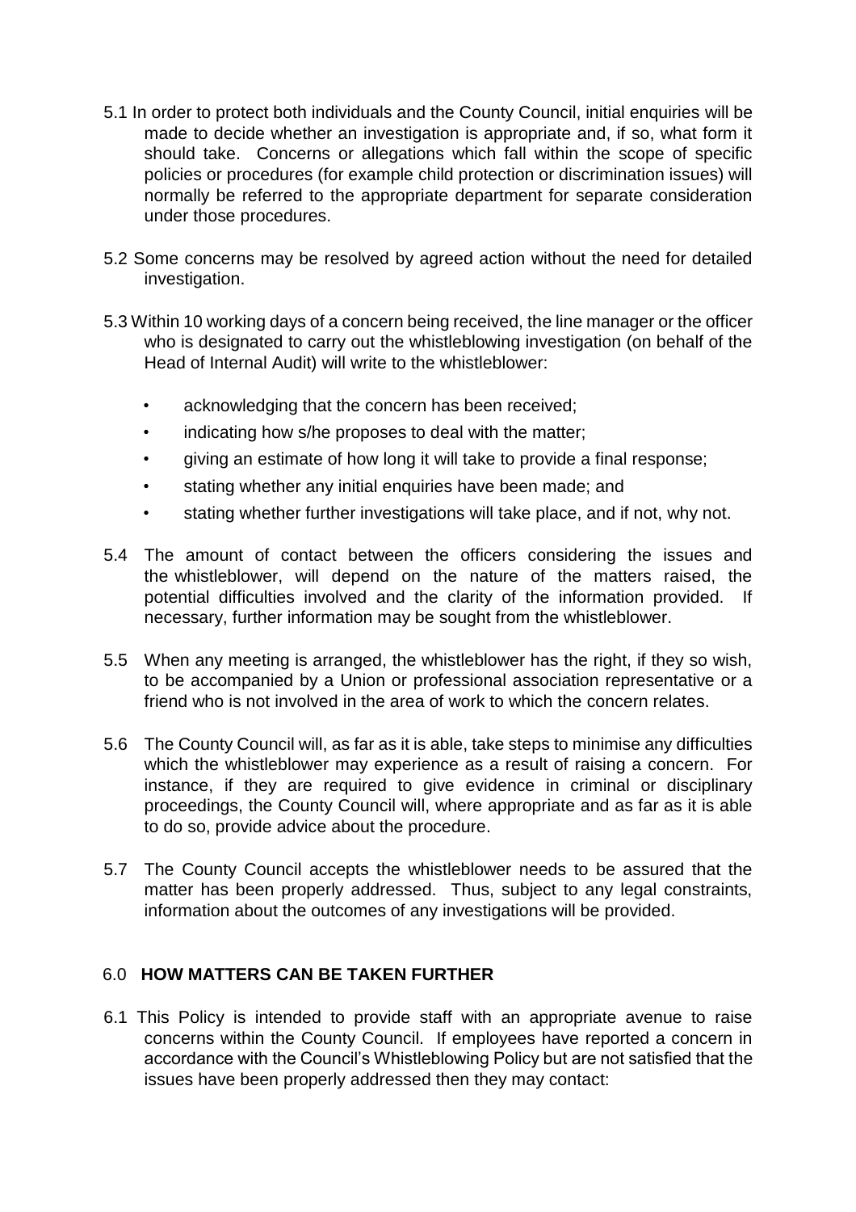5.1 In order to protect both individuals and the County Council, initial enquiries will be made to decide whether an investigation is appropriate and, if so, what form it should take. Concerns or allegations which fall within the scope of specific policies or procedures (for example child protection or discrimination issues) will normally be referred to the appropriate department for separate consideration under those procedures.

5.2 Some concerns may be resolved by agreed action without the need for detailed investigation.

5.3 Within 10 working days of a concern being received, the line manager or the officer who is designated to carry out the whistleblowing investigation (on behalf of the Head of Internal Audit) will write to the whistleblower:

- acknowledging that the concern has been received;
- indicating how s/he proposes to deal with the matter;
- giving an estimate of how long it will take to provide a final response;
- stating whether any initial enquiries have been made; and
- stating whether further investigations will take place, and if not, why not.

5.4 The amount of contact between the officers considering the issues and the whistleblower, will depend on the nature of the matters raised, the potential difficulties involved and the clarity of the information provided. If necessary, further information may be sought from the whistleblower.

5.5 When any meeting is arranged, the whistleblower has the right, if they so wish, to be accompanied by a Union or professional association representative or a friend who is not involved in the area of work to which the concern relates.

5.6 The County Council will, as far as it is able, take steps to minimise any difficulties which the whistleblower may experience as a result of raising a concern. For instance, if they are required to give evidence in criminal or disciplinary proceedings, the County Council will, where appropriate and as far as it is able to do so, provide advice about the procedure.

5.7 The County Council accepts the whistleblower needs to be assured that the matter has been properly addressed. Thus, subject to any legal constraints, information about the outcomes of any investigations will be provided.

## 6.0 HOW MATTERS CAN BE TAKEN FURTHER

6.1 This Policy is intended to provide staff with an appropriate avenue to raise concerns within the County Council. If employees have reported a concern in accordance with the Council's Whistleblowing Policy but are not satisfied that the issues have been properly addressed then they may contact: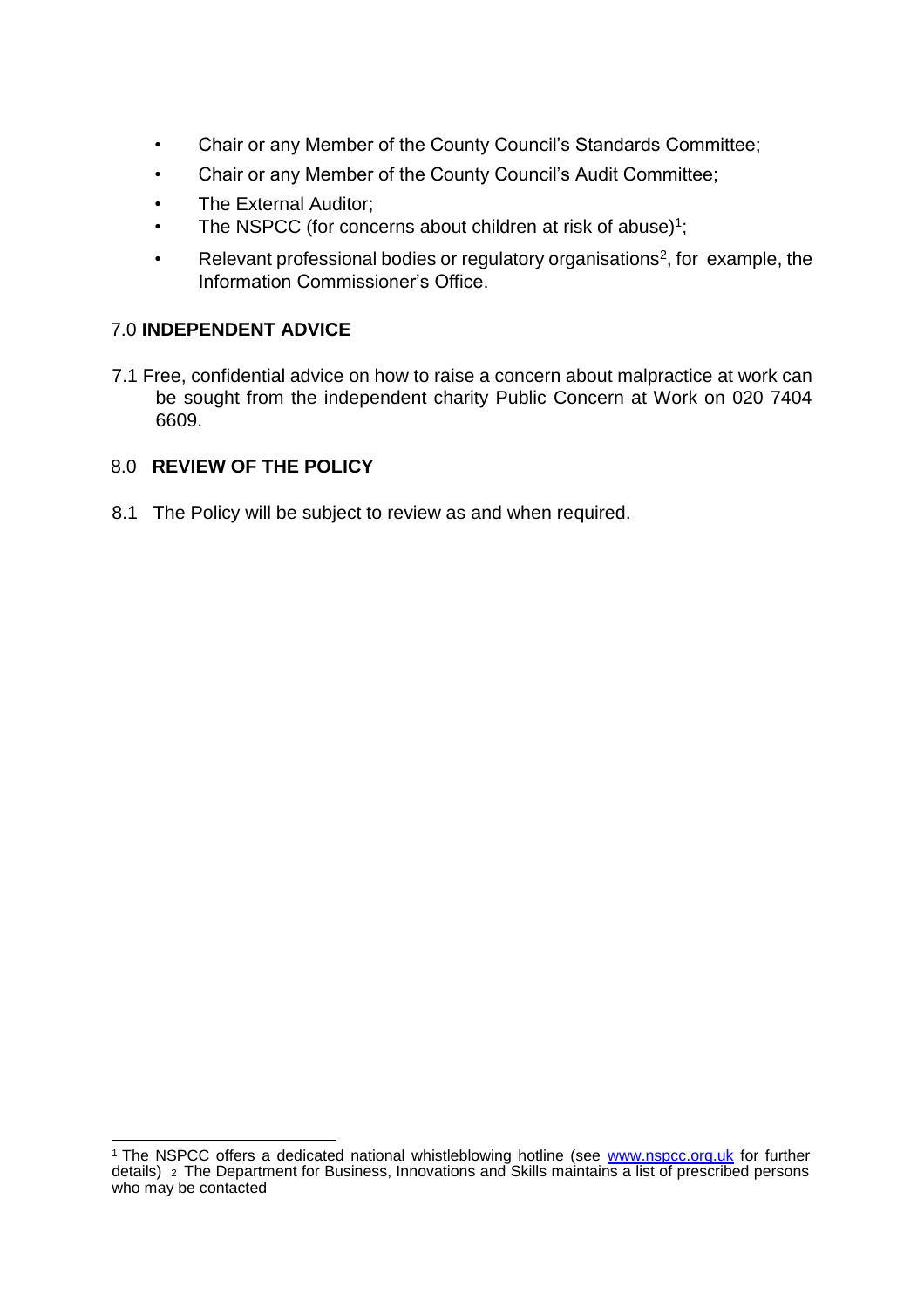- Chair or any Member of the County Council's Standards Committee;
- Chair or any Member of the County Council's Audit Committee;
- The External Auditor;
- The NSPCC (for concerns about children at risk of abuse)[1];
- Relevant professional bodies or regulatory organisations[2], for example, the Information Commissioner's Office.

## 7.0 INDEPENDENT ADVICE

7.1 Free, confidential advice on how to raise a concern about malpractice at work can be sought from the independent charity Public Concern at Work on 020 7404 6609.

## 8.0 REVIEW OF THE POLICY

8.1 The Policy will be subject to review as and when required.

---

[1] The NSPCC offers a dedicated national whistleblowing hotline (see www.nspcc.org.uk for further details) [2] The Department for Business, Innovations and Skills maintains a list of prescribed persons who may be contacted